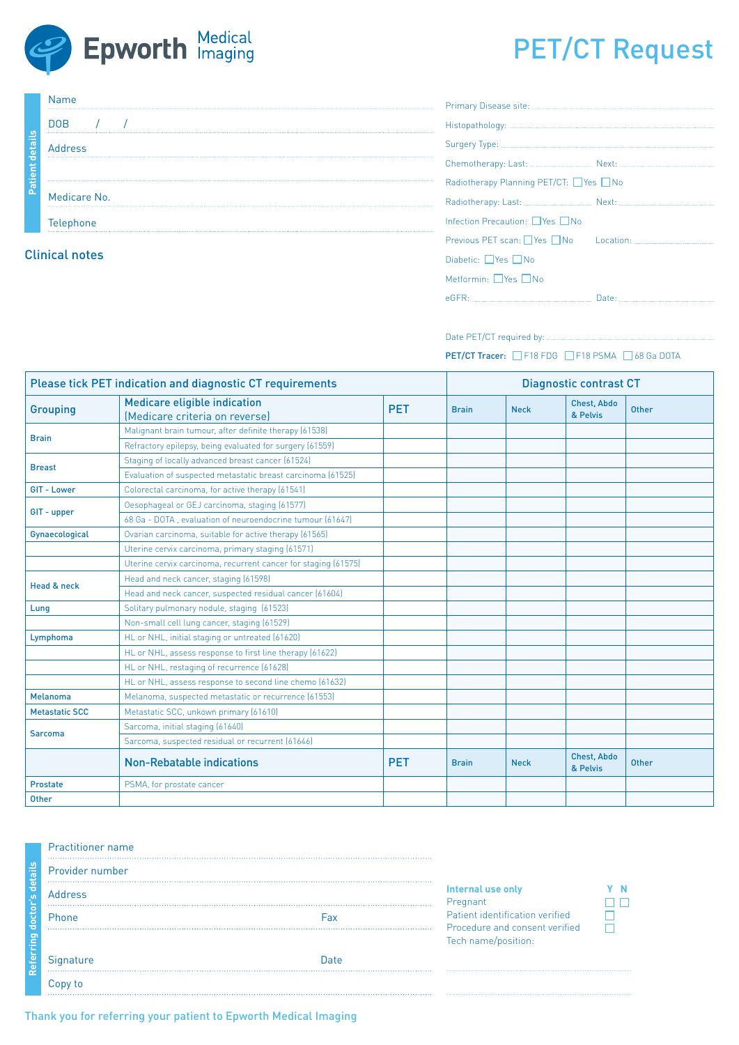# Epworth Medical Imaging

# PET/CT Request

**Patient details**

Name

DOB / /

Address

Medicare No.

Telephone

## Clinical notes

Primary Disease site:

Histopathology:

Surgery Type:

Chemotherapy: Last: Next:

Radiotherapy Planning PET/CT: ☐ Yes ☐ No

Radiotherapy: Last: Next:

Infection Precaution: ☐ Yes ☐ No

Previous PET scan: ☐ Yes ☐ No Location:

Diabetic: ☐ Yes ☐ No

Metformin: ☐ Yes ☐ No

eGFR: Date:

Date PET/CT required by:

**PET/CT Tracer:** ☐ F18 FDG ☐ F18 PSMA ☐ 68 Ga DOTA

| Please tick PET indication and diagnostic CT requirements | | | Diagnostic contrast CT | | | |
|---|---|---|---|---|---|---|
| **Grouping** | **Medicare eligible indication (Medicare criteria on reverse)** | **PET** | **Brain** | **Neck** | **Chest, Abdo & Pelvis** | **Other** |
| **Brain** | Malignant brain tumour, after definite therapy (61538) | | | | | |
| | Refractory epilepsy, being evaluated for surgery (61559) | | | | | |
| **Breast** | Staging of locally advanced breast cancer (61524) | | | | | |
| | Evaluation of suspected metastatic breast carcinoma (61525) | | | | | |
| **GIT - Lower** | Colorectal carcinoma, for active therapy (61541) | | | | | |
| **GIT - upper** | Oesophageal or GEJ carcinoma, staging (61577) | | | | | |
| | 68 Ga - DOTA , evaluation of neuroendocrine tumour (61647) | | | | | |
| **Gynaecological** | Ovarian carcinoma, suitable for active therapy (61565) | | | | | |
| | Uterine cervix carcinoma, primary staging (61571) | | | | | |
| | Uterine cervix carcinoma, recurrent cancer for staging (61575) | | | | | |
| **Head & neck** | Head and neck cancer, staging (61598) | | | | | |
| | Head and neck cancer, suspected residual cancer (61604) | | | | | |
| **Lung** | Solitary pulmonary nodule, staging (61523) | | | | | |
| | Non-small cell lung cancer, staging (61529) | | | | | |
| **Lymphoma** | HL or NHL, initial staging or untreated (61620) | | | | | |
| | HL or NHL, assess response to first line therapy (61622) | | | | | |
| | HL or NHL, restaging of recurrence (61628) | | | | | |
| | HL or NHL, assess response to second line chemo (61632) | | | | | |
| **Melanoma** | Melanoma, suspected metastatic or recurrence (61553) | | | | | |
| **Metastatic SCC** | Metastatic SCC, unkown primary (61610) | | | | | |
| **Sarcoma** | Sarcoma, initial staging (61640) | | | | | |
| | Sarcoma, suspected residual or recurrent (61646) | | | | | |
| | **Non-Rebatable indications** | **PET** | **Brain** | **Neck** | **Chest, Abdo & Pelvis** | **Other** |
| **Prostate** | PSMA, for prostate cancer | | | | | |
| **Other** | | | | | | |

**Referring doctor's details**

Practitioner name

Provider number

Address

Phone Fax

Signature Date

Copy to

| Internal use only | Y | N |
|---|---|---|
| Pregnant | ☐ | ☐ |
| Patient identification verified | ☐ | |
| Procedure and consent verified | ☐ | |
| Tech name/position: | | |

Thank you for referring your patient to Epworth Medical Imaging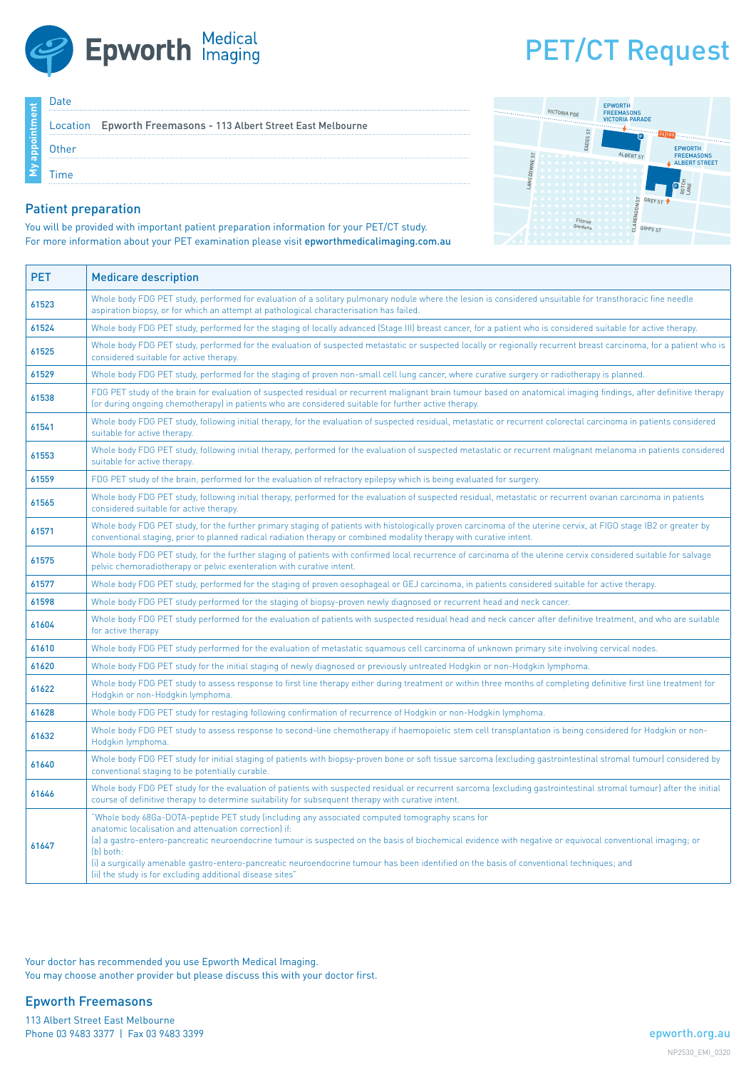# Epworth Medical Imaging

# PET/CT Request

**My appointment**

Date

Location Epworth Freemasons - 113 Albert Street East Melbourne

Other

Time

VICTORIA PDE
EPWORTH FREEMASONS VICTORIA PARADE
EADES ST
ALBERT ST
EPWORTH FREEMASONS ALBERT STREET
LANSDOWNE ST
GREY ST
CLARENDON ST
GOTCH LANE
Fitzroy Gardens
GIPPS ST
24/109

## Patient preparation

You will be provided with important patient preparation information for your PET/CT study.
For more information about your PET examination please visit epworthmedicalimaging.com.au

| PET | Medicare description |
|---|---|
| 61523 | Whole body FDG PET study, performed for evaluation of a solitary pulmonary nodule where the lesion is considered unsuitable for transthoracic fine needle aspiration biopsy, or for which an attempt at pathological characterisation has failed. |
| 61524 | Whole body FDG PET study, performed for the staging of locally advanced (Stage III) breast cancer, for a patient who is considered suitable for active therapy. |
| 61525 | Whole body FDG PET study, performed for the evaluation of suspected metastatic or suspected locally or regionally recurrent breast carcinoma, for a patient who is considered suitable for active therapy. |
| 61529 | Whole body FDG PET study, performed for the staging of proven non-small cell lung cancer, where curative surgery or radiotherapy is planned. |
| 61538 | FDG PET study of the brain for evaluation of suspected residual or recurrent malignant brain tumour based on anatomical imaging findings, after definitive therapy (or during ongoing chemotherapy) in patients who are considered suitable for further active therapy. |
| 61541 | Whole body FDG PET study, following initial therapy, for the evaluation of suspected residual, metastatic or recurrent colorectal carcinoma in patients considered suitable for active therapy. |
| 61553 | Whole body FDG PET study, following initial therapy, performed for the evaluation of suspected metastatic or recurrent malignant melanoma in patients considered suitable for active therapy. |
| 61559 | FDG PET study of the brain, performed for the evaluation of refractory epilepsy which is being evaluated for surgery. |
| 61565 | Whole body FDG PET study, following initial therapy, performed for the evaluation of suspected residual, metastatic or recurrent ovarian carcinoma in patients considered suitable for active therapy. |
| 61571 | Whole body FDG PET study, for the further primary staging of patients with histologically proven carcinoma of the uterine cervix, at FIGO stage IB2 or greater by conventional staging, prior to planned radical radiation therapy or combined modality therapy with curative intent. |
| 61575 | Whole body FDG PET study, for the further staging of patients with confirmed local recurrence of carcinoma of the uterine cervix considered suitable for salvage pelvic chemoradiotherapy or pelvic exenteration with curative intent. |
| 61577 | Whole body FDG PET study, performed for the staging of proven oesophageal or GEJ carcinoma, in patients considered suitable for active therapy. |
| 61598 | Whole body FDG PET study performed for the staging of biopsy-proven newly diagnosed or recurrent head and neck cancer. |
| 61604 | Whole body FDG PET study performed for the evaluation of patients with suspected residual head and neck cancer after definitive treatment, and who are suitable for active therapy |
| 61610 | Whole body FDG PET study performed for the evaluation of metastatic squamous cell carcinoma of unknown primary site involving cervical nodes. |
| 61620 | Whole body FDG PET study for the initial staging of newly diagnosed or previously untreated Hodgkin or non-Hodgkin lymphoma. |
| 61622 | Whole body FDG PET study to assess response to first line therapy either during treatment or within three months of completing definitive first line treatment for Hodgkin or non-Hodgkin lymphoma. |
| 61628 | Whole body FDG PET study for restaging following confirmation of recurrence of Hodgkin or non-Hodgkin lymphoma. |
| 61632 | Whole body FDG PET study to assess response to second-line chemotherapy if haemopoietic stem cell transplantation is being considered for Hodgkin or non-Hodgkin lymphoma. |
| 61640 | Whole body FDG PET study for initial staging of patients with biopsy-proven bone or soft tissue sarcoma (excluding gastrointestinal stromal tumour) considered by conventional staging to be potentially curable. |
| 61646 | Whole body FDG PET study for the evaluation of patients with suspected residual or recurrent sarcoma (excluding gastrointestinal stromal tumour) after the initial course of definitive therapy to determine suitability for subsequent therapy with curative intent. |
| 61647 | "Whole body 68Ga-DOTA-peptide PET study (including any associated computed tomography scans for anatomic localisation and attenuation correction) if: (a) a gastro-entero-pancreatic neuroendocrine tumour is suspected on the basis of biochemical evidence with negative or equivocal conventional imaging; or (b) both: (i) a surgically amenable gastro-entero-pancreatic neuroendocrine tumour has been identified on the basis of conventional techniques; and (ii) the study is for excluding additional disease sites" |

Your doctor has recommended you use Epworth Medical Imaging.
You may choose another provider but please discuss this with your doctor first.

## Epworth Freemasons

113 Albert Street East Melbourne
Phone 03 9483 3377 | Fax 03 9483 3399

epworth.org.au

NP2530_EMI_0320